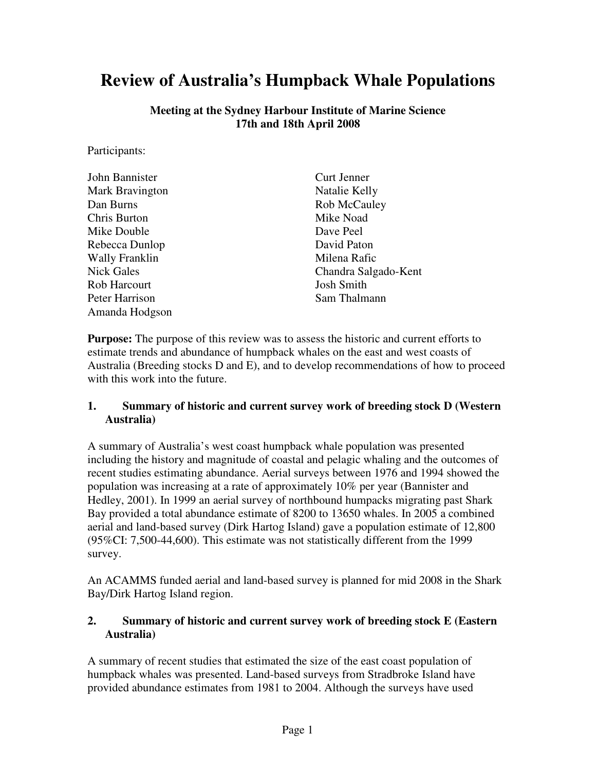# Review of Australia's Humpback Whale Populations

**Meeting at the Sydney Harbour Institute of Marine Science**
**17th and 18th April 2008**

Participants:

John Bannister
Mark Bravington
Dan Burns
Chris Burton
Mike Double
Rebecca Dunlop
Wally Franklin
Nick Gales
Rob Harcourt
Peter Harrison
Amanda Hodgson
Curt Jenner
Natalie Kelly
Rob McCauley
Mike Noad
Dave Peel
David Paton
Milena Rafic
Chandra Salgado-Kent
Josh Smith
Sam Thalmann

**Purpose:** The purpose of this review was to assess the historic and current efforts to estimate trends and abundance of humpback whales on the east and west coasts of Australia (Breeding stocks D and E), and to develop recommendations of how to proceed with this work into the future.

## 1. Summary of historic and current survey work of breeding stock D (Western Australia)

A summary of Australia's west coast humpback whale population was presented including the history and magnitude of coastal and pelagic whaling and the outcomes of recent studies estimating abundance. Aerial surveys between 1976 and 1994 showed the population was increasing at a rate of approximately 10% per year (Bannister and Hedley, 2001). In 1999 an aerial survey of northbound humpacks migrating past Shark Bay provided a total abundance estimate of 8200 to 13650 whales. In 2005 a combined aerial and land-based survey (Dirk Hartog Island) gave a population estimate of 12,800 (95%CI: 7,500-44,600). This estimate was not statistically different from the 1999 survey.

An ACAMMS funded aerial and land-based survey is planned for mid 2008 in the Shark Bay/Dirk Hartog Island region.

## 2. Summary of historic and current survey work of breeding stock E (Eastern Australia)

A summary of recent studies that estimated the size of the east coast population of humpback whales was presented. Land-based surveys from Stradbroke Island have provided abundance estimates from 1981 to 2004. Although the surveys have used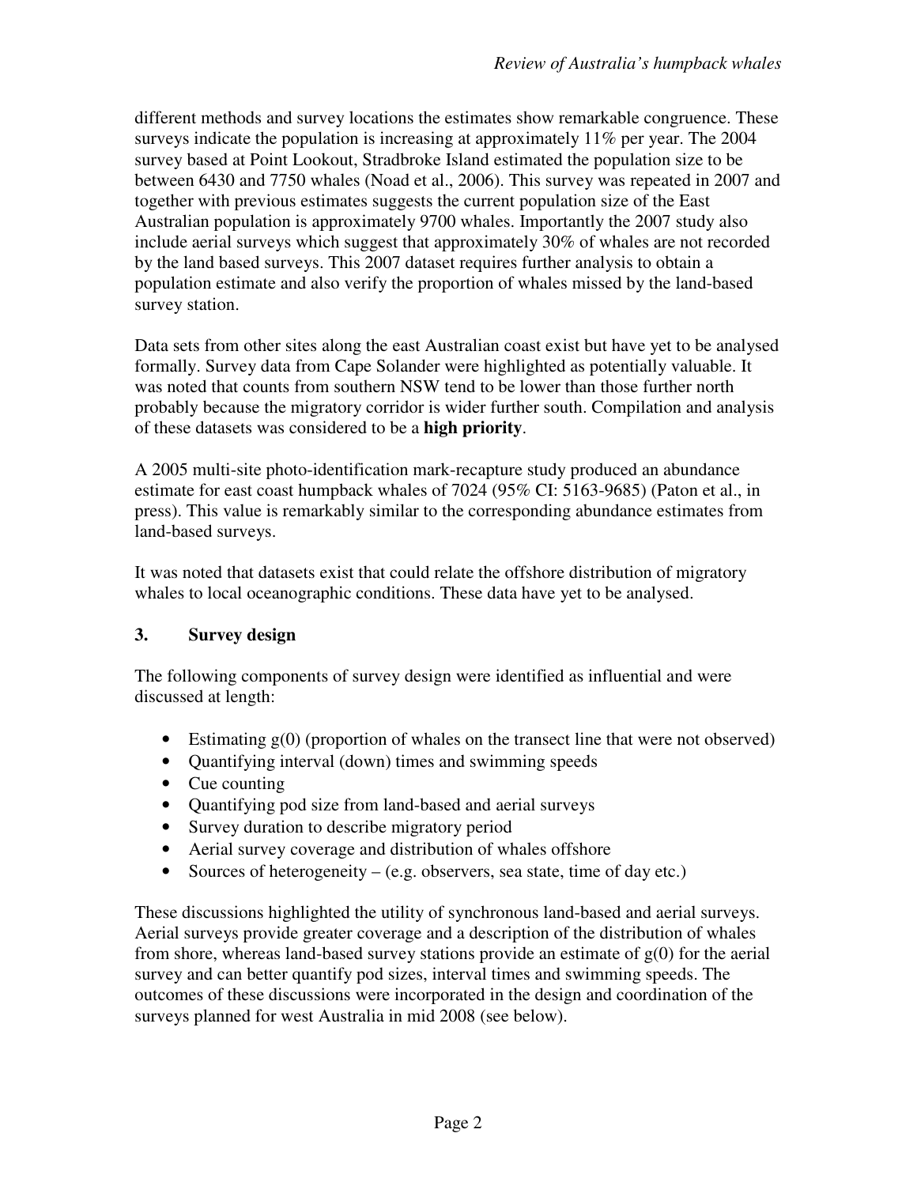different methods and survey locations the estimates show remarkable congruence. These surveys indicate the population is increasing at approximately 11% per year. The 2004 survey based at Point Lookout, Stradbroke Island estimated the population size to be between 6430 and 7750 whales (Noad et al., 2006). This survey was repeated in 2007 and together with previous estimates suggests the current population size of the East Australian population is approximately 9700 whales. Importantly the 2007 study also include aerial surveys which suggest that approximately 30% of whales are not recorded by the land based surveys. This 2007 dataset requires further analysis to obtain a population estimate and also verify the proportion of whales missed by the land-based survey station.

Data sets from other sites along the east Australian coast exist but have yet to be analysed formally. Survey data from Cape Solander were highlighted as potentially valuable. It was noted that counts from southern NSW tend to be lower than those further north probably because the migratory corridor is wider further south. Compilation and analysis of these datasets was considered to be a **high priority**.

A 2005 multi-site photo-identification mark-recapture study produced an abundance estimate for east coast humpback whales of 7024 (95% CI: 5163-9685) (Paton et al., in press). This value is remarkably similar to the corresponding abundance estimates from land-based surveys.

It was noted that datasets exist that could relate the offshore distribution of migratory whales to local oceanographic conditions. These data have yet to be analysed.

## 3. Survey design

The following components of survey design were identified as influential and were discussed at length:

- Estimating g(0) (proportion of whales on the transect line that were not observed)
- Quantifying interval (down) times and swimming speeds
- Cue counting
- Quantifying pod size from land-based and aerial surveys
- Survey duration to describe migratory period
- Aerial survey coverage and distribution of whales offshore
- Sources of heterogeneity – (e.g. observers, sea state, time of day etc.)

These discussions highlighted the utility of synchronous land-based and aerial surveys. Aerial surveys provide greater coverage and a description of the distribution of whales from shore, whereas land-based survey stations provide an estimate of g(0) for the aerial survey and can better quantify pod sizes, interval times and swimming speeds. The outcomes of these discussions were incorporated in the design and coordination of the surveys planned for west Australia in mid 2008 (see below).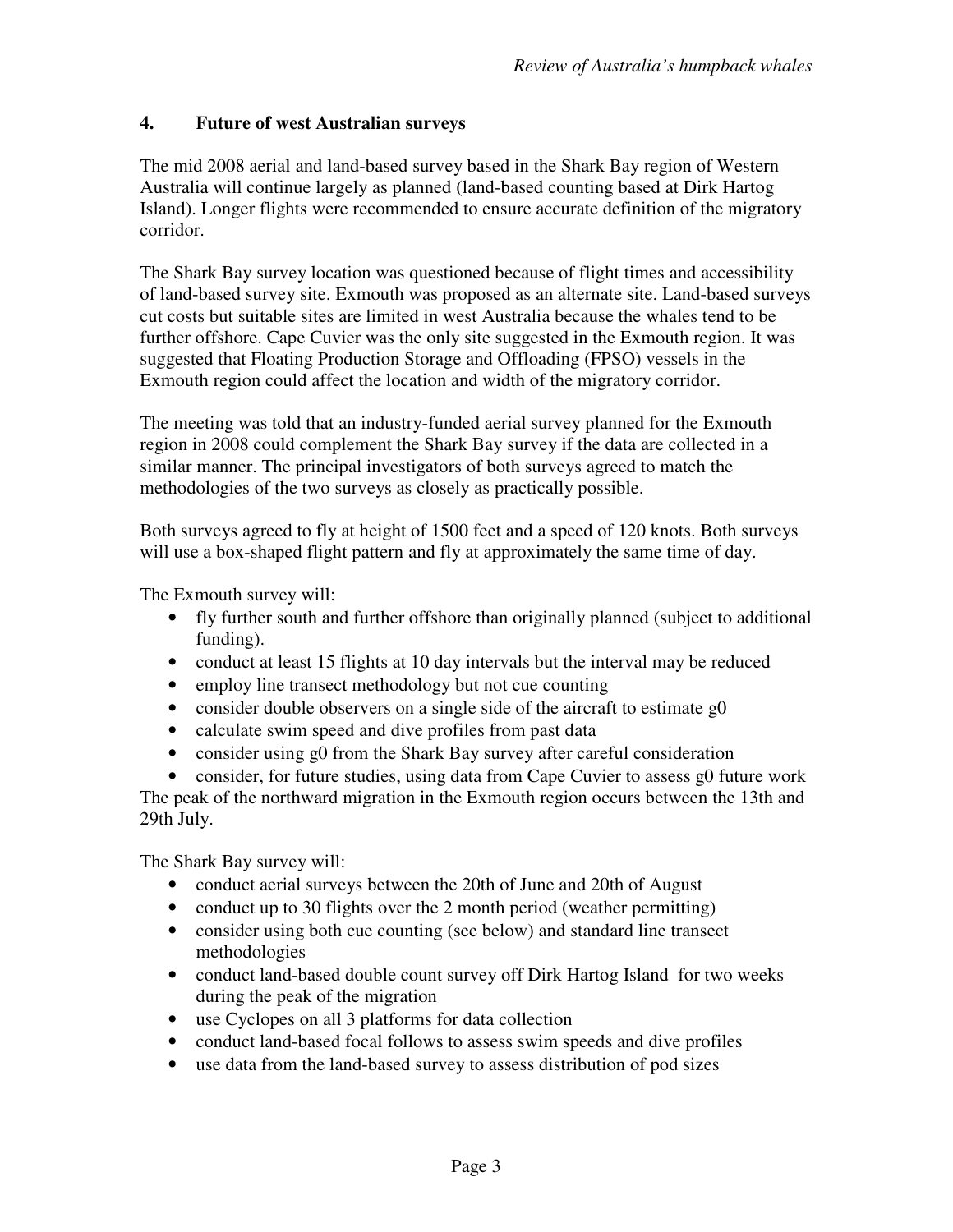## 4. Future of west Australian surveys

The mid 2008 aerial and land-based survey based in the Shark Bay region of Western Australia will continue largely as planned (land-based counting based at Dirk Hartog Island). Longer flights were recommended to ensure accurate definition of the migratory corridor.

The Shark Bay survey location was questioned because of flight times and accessibility of land-based survey site. Exmouth was proposed as an alternate site. Land-based surveys cut costs but suitable sites are limited in west Australia because the whales tend to be further offshore. Cape Cuvier was the only site suggested in the Exmouth region. It was suggested that Floating Production Storage and Offloading (FPSO) vessels in the Exmouth region could affect the location and width of the migratory corridor.

The meeting was told that an industry-funded aerial survey planned for the Exmouth region in 2008 could complement the Shark Bay survey if the data are collected in a similar manner. The principal investigators of both surveys agreed to match the methodologies of the two surveys as closely as practically possible.

Both surveys agreed to fly at height of 1500 feet and a speed of 120 knots. Both surveys will use a box-shaped flight pattern and fly at approximately the same time of day.

The Exmouth survey will:

- fly further south and further offshore than originally planned (subject to additional funding).
- conduct at least 15 flights at 10 day intervals but the interval may be reduced
- employ line transect methodology but not cue counting
- consider double observers on a single side of the aircraft to estimate g0
- calculate swim speed and dive profiles from past data
- consider using g0 from the Shark Bay survey after careful consideration
- consider, for future studies, using data from Cape Cuvier to assess g0 future work

The peak of the northward migration in the Exmouth region occurs between the 13th and 29th July.

The Shark Bay survey will:

- conduct aerial surveys between the 20th of June and 20th of August
- conduct up to 30 flights over the 2 month period (weather permitting)
- consider using both cue counting (see below) and standard line transect methodologies
- conduct land-based double count survey off Dirk Hartog Island for two weeks during the peak of the migration
- use Cyclopes on all 3 platforms for data collection
- conduct land-based focal follows to assess swim speeds and dive profiles
- use data from the land-based survey to assess distribution of pod sizes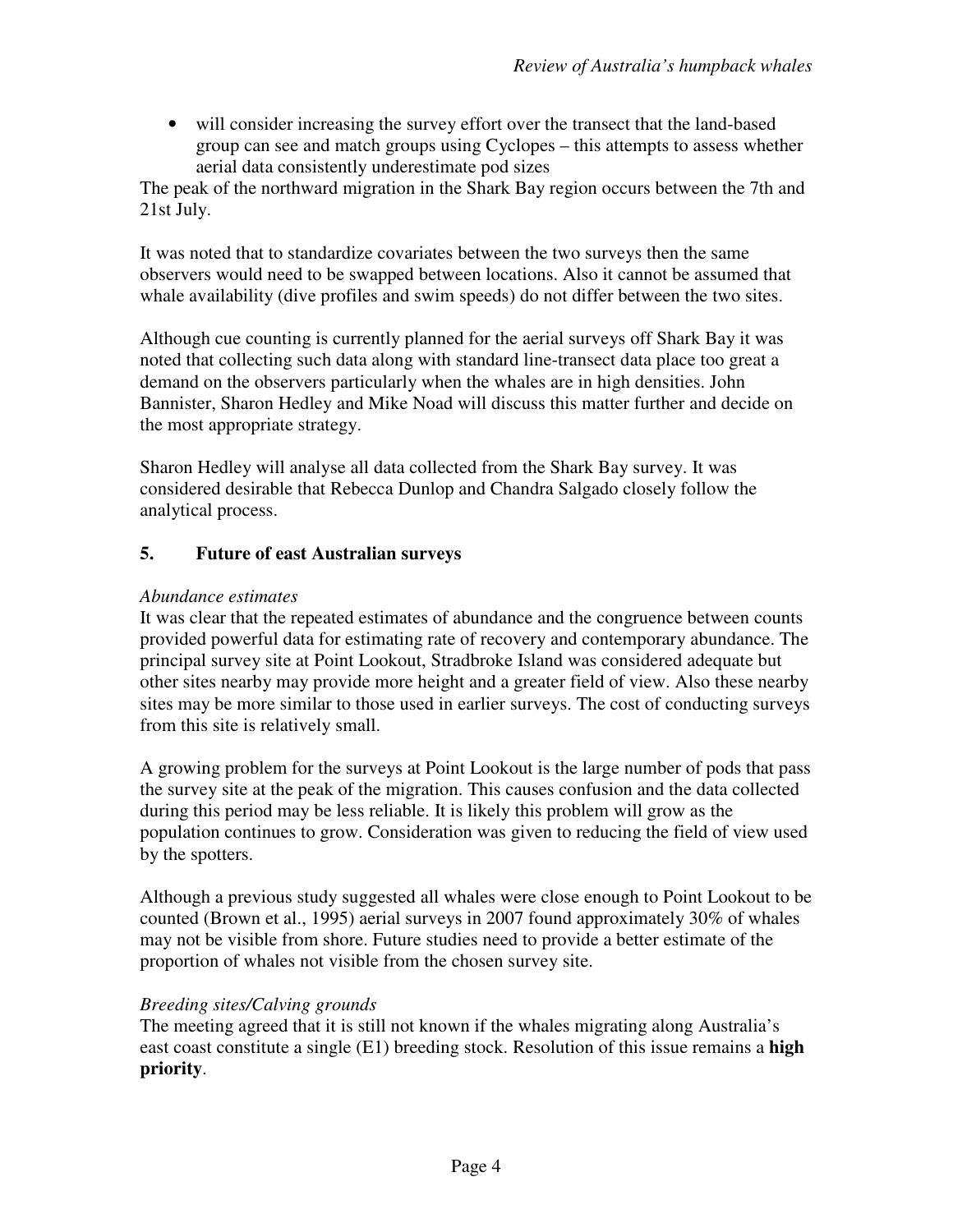- will consider increasing the survey effort over the transect that the land-based group can see and match groups using Cyclopes – this attempts to assess whether aerial data consistently underestimate pod sizes

The peak of the northward migration in the Shark Bay region occurs between the 7th and 21st July.

It was noted that to standardize covariates between the two surveys then the same observers would need to be swapped between locations. Also it cannot be assumed that whale availability (dive profiles and swim speeds) do not differ between the two sites.

Although cue counting is currently planned for the aerial surveys off Shark Bay it was noted that collecting such data along with standard line-transect data place too great a demand on the observers particularly when the whales are in high densities. John Bannister, Sharon Hedley and Mike Noad will discuss this matter further and decide on the most appropriate strategy.

Sharon Hedley will analyse all data collected from the Shark Bay survey. It was considered desirable that Rebecca Dunlop and Chandra Salgado closely follow the analytical process.

## 5. Future of east Australian surveys

*Abundance estimates*

It was clear that the repeated estimates of abundance and the congruence between counts provided powerful data for estimating rate of recovery and contemporary abundance. The principal survey site at Point Lookout, Stradbroke Island was considered adequate but other sites nearby may provide more height and a greater field of view. Also these nearby sites may be more similar to those used in earlier surveys. The cost of conducting surveys from this site is relatively small.

A growing problem for the surveys at Point Lookout is the large number of pods that pass the survey site at the peak of the migration. This causes confusion and the data collected during this period may be less reliable. It is likely this problem will grow as the population continues to grow. Consideration was given to reducing the field of view used by the spotters.

Although a previous study suggested all whales were close enough to Point Lookout to be counted (Brown et al., 1995) aerial surveys in 2007 found approximately 30% of whales may not be visible from shore. Future studies need to provide a better estimate of the proportion of whales not visible from the chosen survey site.

*Breeding sites/Calving grounds*

The meeting agreed that it is still not known if the whales migrating along Australia's east coast constitute a single (E1) breeding stock. Resolution of this issue remains a **high priority**.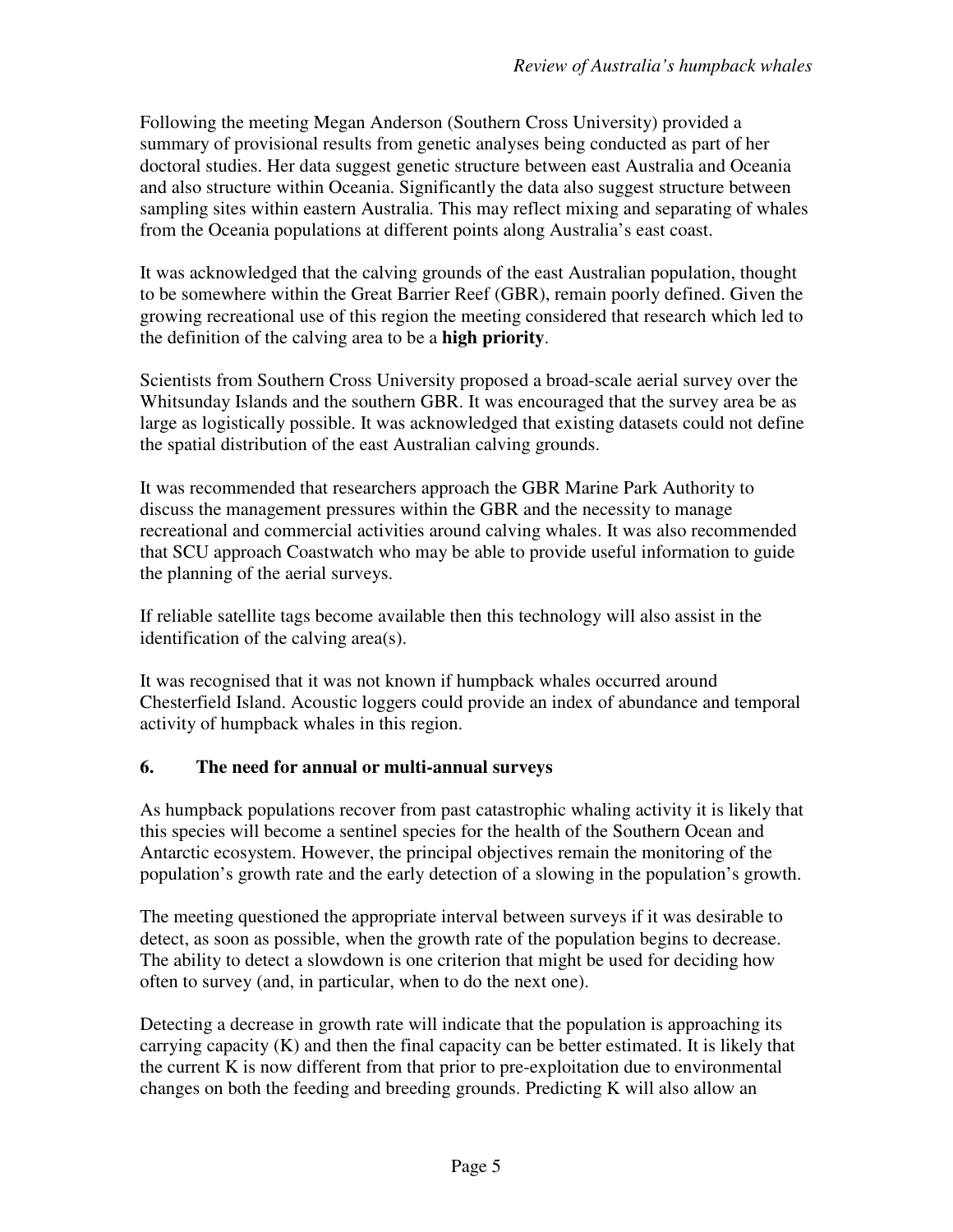Following the meeting Megan Anderson (Southern Cross University) provided a summary of provisional results from genetic analyses being conducted as part of her doctoral studies. Her data suggest genetic structure between east Australia and Oceania and also structure within Oceania. Significantly the data also suggest structure between sampling sites within eastern Australia. This may reflect mixing and separating of whales from the Oceania populations at different points along Australia's east coast.

It was acknowledged that the calving grounds of the east Australian population, thought to be somewhere within the Great Barrier Reef (GBR), remain poorly defined. Given the growing recreational use of this region the meeting considered that research which led to the definition of the calving area to be a **high priority**.

Scientists from Southern Cross University proposed a broad-scale aerial survey over the Whitsunday Islands and the southern GBR. It was encouraged that the survey area be as large as logistically possible. It was acknowledged that existing datasets could not define the spatial distribution of the east Australian calving grounds.

It was recommended that researchers approach the GBR Marine Park Authority to discuss the management pressures within the GBR and the necessity to manage recreational and commercial activities around calving whales. It was also recommended that SCU approach Coastwatch who may be able to provide useful information to guide the planning of the aerial surveys.

If reliable satellite tags become available then this technology will also assist in the identification of the calving area(s).

It was recognised that it was not known if humpback whales occurred around Chesterfield Island. Acoustic loggers could provide an index of abundance and temporal activity of humpback whales in this region.

## 6. The need for annual or multi-annual surveys

As humpback populations recover from past catastrophic whaling activity it is likely that this species will become a sentinel species for the health of the Southern Ocean and Antarctic ecosystem. However, the principal objectives remain the monitoring of the population's growth rate and the early detection of a slowing in the population's growth.

The meeting questioned the appropriate interval between surveys if it was desirable to detect, as soon as possible, when the growth rate of the population begins to decrease. The ability to detect a slowdown is one criterion that might be used for deciding how often to survey (and, in particular, when to do the next one).

Detecting a decrease in growth rate will indicate that the population is approaching its carrying capacity (K) and then the final capacity can be better estimated. It is likely that the current K is now different from that prior to pre-exploitation due to environmental changes on both the feeding and breeding grounds. Predicting K will also allow an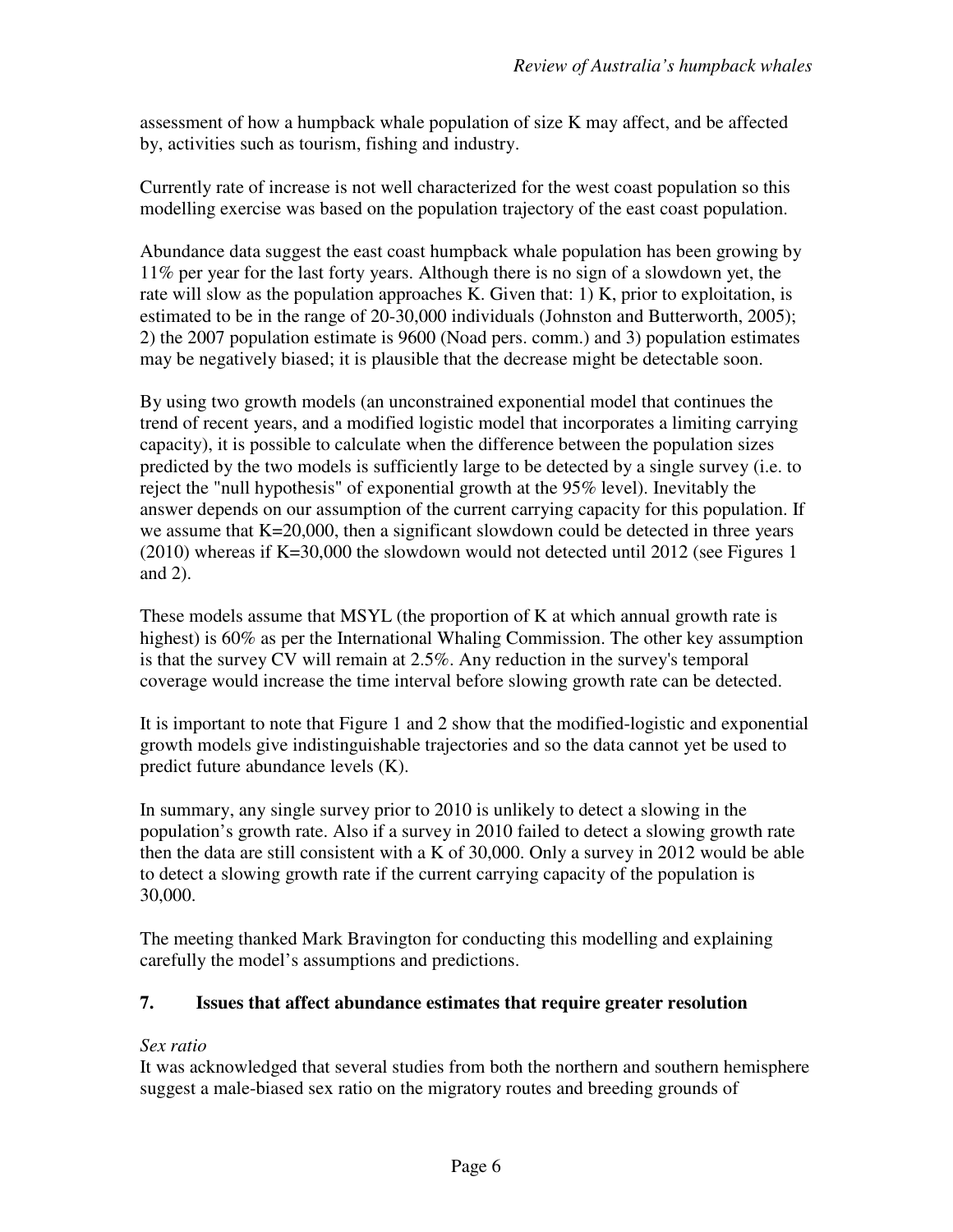assessment of how a humpback whale population of size K may affect, and be affected by, activities such as tourism, fishing and industry.

Currently rate of increase is not well characterized for the west coast population so this modelling exercise was based on the population trajectory of the east coast population.

Abundance data suggest the east coast humpback whale population has been growing by 11% per year for the last forty years. Although there is no sign of a slowdown yet, the rate will slow as the population approaches K. Given that: 1) K, prior to exploitation, is estimated to be in the range of 20-30,000 individuals (Johnston and Butterworth, 2005); 2) the 2007 population estimate is 9600 (Noad pers. comm.) and 3) population estimates may be negatively biased; it is plausible that the decrease might be detectable soon.

By using two growth models (an unconstrained exponential model that continues the trend of recent years, and a modified logistic model that incorporates a limiting carrying capacity), it is possible to calculate when the difference between the population sizes predicted by the two models is sufficiently large to be detected by a single survey (i.e. to reject the "null hypothesis" of exponential growth at the 95% level). Inevitably the answer depends on our assumption of the current carrying capacity for this population. If we assume that K=20,000, then a significant slowdown could be detected in three years (2010) whereas if K=30,000 the slowdown would not detected until 2012 (see Figures 1 and 2).

These models assume that MSYL (the proportion of K at which annual growth rate is highest) is 60% as per the International Whaling Commission. The other key assumption is that the survey CV will remain at 2.5%. Any reduction in the survey's temporal coverage would increase the time interval before slowing growth rate can be detected.

It is important to note that Figure 1 and 2 show that the modified-logistic and exponential growth models give indistinguishable trajectories and so the data cannot yet be used to predict future abundance levels (K).

In summary, any single survey prior to 2010 is unlikely to detect a slowing in the population's growth rate. Also if a survey in 2010 failed to detect a slowing growth rate then the data are still consistent with a K of 30,000. Only a survey in 2012 would be able to detect a slowing growth rate if the current carrying capacity of the population is 30,000.

The meeting thanked Mark Bravington for conducting this modelling and explaining carefully the model's assumptions and predictions.

## 7. Issues that affect abundance estimates that require greater resolution

*Sex ratio*

It was acknowledged that several studies from both the northern and southern hemisphere suggest a male-biased sex ratio on the migratory routes and breeding grounds of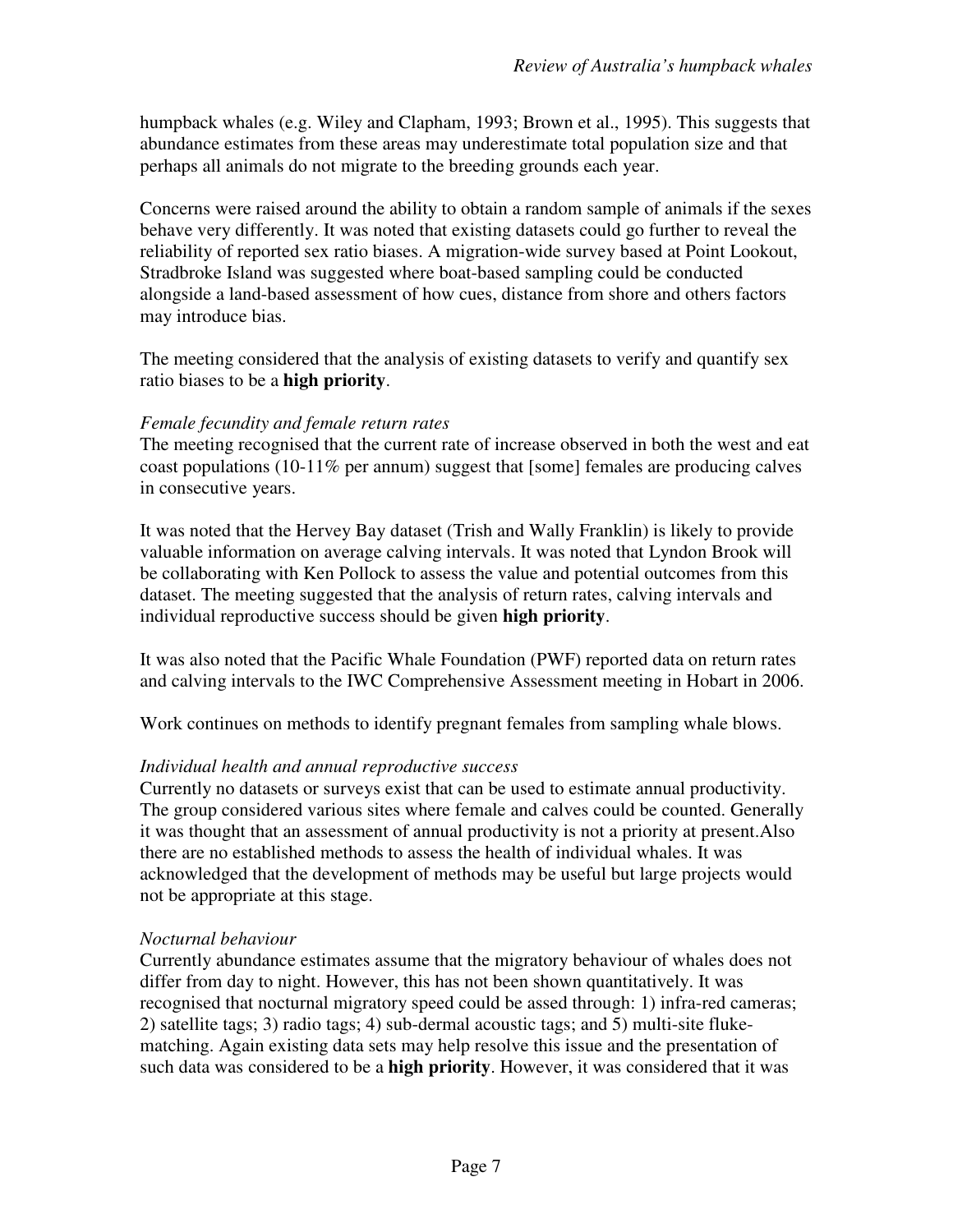humpback whales (e.g. Wiley and Clapham, 1993; Brown et al., 1995). This suggests that abundance estimates from these areas may underestimate total population size and that perhaps all animals do not migrate to the breeding grounds each year.

Concerns were raised around the ability to obtain a random sample of animals if the sexes behave very differently. It was noted that existing datasets could go further to reveal the reliability of reported sex ratio biases. A migration-wide survey based at Point Lookout, Stradbroke Island was suggested where boat-based sampling could be conducted alongside a land-based assessment of how cues, distance from shore and others factors may introduce bias.

The meeting considered that the analysis of existing datasets to verify and quantify sex ratio biases to be a **high priority**.

*Female fecundity and female return rates*

The meeting recognised that the current rate of increase observed in both the west and eat coast populations (10-11% per annum) suggest that [some] females are producing calves in consecutive years.

It was noted that the Hervey Bay dataset (Trish and Wally Franklin) is likely to provide valuable information on average calving intervals. It was noted that Lyndon Brook will be collaborating with Ken Pollock to assess the value and potential outcomes from this dataset. The meeting suggested that the analysis of return rates, calving intervals and individual reproductive success should be given **high priority**.

It was also noted that the Pacific Whale Foundation (PWF) reported data on return rates and calving intervals to the IWC Comprehensive Assessment meeting in Hobart in 2006.

Work continues on methods to identify pregnant females from sampling whale blows.

*Individual health and annual reproductive success*

Currently no datasets or surveys exist that can be used to estimate annual productivity. The group considered various sites where female and calves could be counted. Generally it was thought that an assessment of annual productivity is not a priority at present.Also there are no established methods to assess the health of individual whales. It was acknowledged that the development of methods may be useful but large projects would not be appropriate at this stage.

*Nocturnal behaviour*

Currently abundance estimates assume that the migratory behaviour of whales does not differ from day to night. However, this has not been shown quantitatively. It was recognised that nocturnal migratory speed could be assed through: 1) infra-red cameras; 2) satellite tags; 3) radio tags; 4) sub-dermal acoustic tags; and 5) multi-site fluke-matching. Again existing data sets may help resolve this issue and the presentation of such data was considered to be a **high priority**. However, it was considered that it was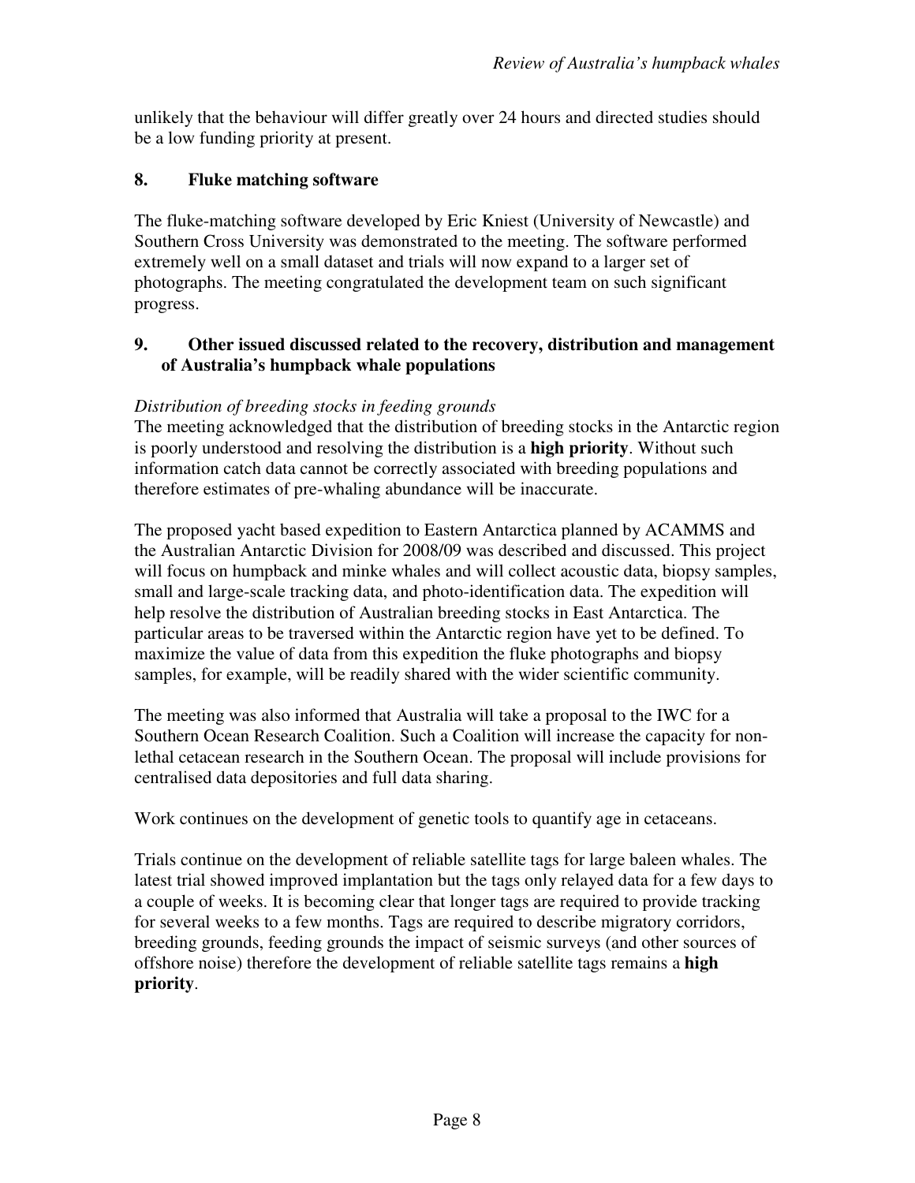unlikely that the behaviour will differ greatly over 24 hours and directed studies should be a low funding priority at present.

## 8. Fluke matching software

The fluke-matching software developed by Eric Kniest (University of Newcastle) and Southern Cross University was demonstrated to the meeting. The software performed extremely well on a small dataset and trials will now expand to a larger set of photographs. The meeting congratulated the development team on such significant progress.

## 9. Other issued discussed related to the recovery, distribution and management of Australia's humpback whale populations

*Distribution of breeding stocks in feeding grounds*

The meeting acknowledged that the distribution of breeding stocks in the Antarctic region is poorly understood and resolving the distribution is a **high priority**. Without such information catch data cannot be correctly associated with breeding populations and therefore estimates of pre-whaling abundance will be inaccurate.

The proposed yacht based expedition to Eastern Antarctica planned by ACAMMS and the Australian Antarctic Division for 2008/09 was described and discussed. This project will focus on humpback and minke whales and will collect acoustic data, biopsy samples, small and large-scale tracking data, and photo-identification data. The expedition will help resolve the distribution of Australian breeding stocks in East Antarctica. The particular areas to be traversed within the Antarctic region have yet to be defined. To maximize the value of data from this expedition the fluke photographs and biopsy samples, for example, will be readily shared with the wider scientific community.

The meeting was also informed that Australia will take a proposal to the IWC for a Southern Ocean Research Coalition. Such a Coalition will increase the capacity for non-lethal cetacean research in the Southern Ocean. The proposal will include provisions for centralised data depositories and full data sharing.

Work continues on the development of genetic tools to quantify age in cetaceans.

Trials continue on the development of reliable satellite tags for large baleen whales. The latest trial showed improved implantation but the tags only relayed data for a few days to a couple of weeks. It is becoming clear that longer tags are required to provide tracking for several weeks to a few months. Tags are required to describe migratory corridors, breeding grounds, feeding grounds the impact of seismic surveys (and other sources of offshore noise) therefore the development of reliable satellite tags remains a **high priority**.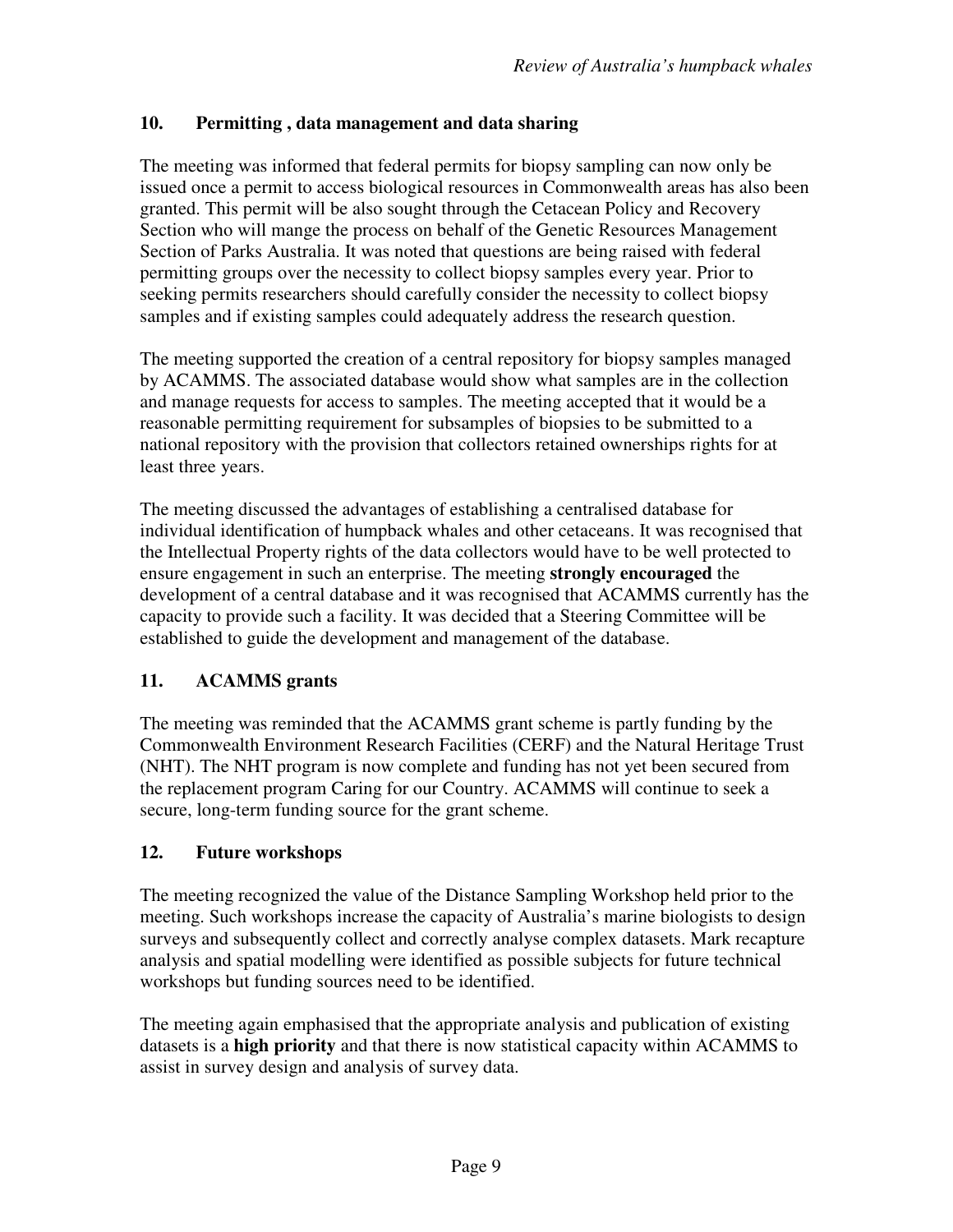## 10. Permitting , data management and data sharing

The meeting was informed that federal permits for biopsy sampling can now only be issued once a permit to access biological resources in Commonwealth areas has also been granted. This permit will be also sought through the Cetacean Policy and Recovery Section who will mange the process on behalf of the Genetic Resources Management Section of Parks Australia. It was noted that questions are being raised with federal permitting groups over the necessity to collect biopsy samples every year. Prior to seeking permits researchers should carefully consider the necessity to collect biopsy samples and if existing samples could adequately address the research question.

The meeting supported the creation of a central repository for biopsy samples managed by ACAMMS. The associated database would show what samples are in the collection and manage requests for access to samples. The meeting accepted that it would be a reasonable permitting requirement for subsamples of biopsies to be submitted to a national repository with the provision that collectors retained ownerships rights for at least three years.

The meeting discussed the advantages of establishing a centralised database for individual identification of humpback whales and other cetaceans. It was recognised that the Intellectual Property rights of the data collectors would have to be well protected to ensure engagement in such an enterprise. The meeting **strongly encouraged** the development of a central database and it was recognised that ACAMMS currently has the capacity to provide such a facility. It was decided that a Steering Committee will be established to guide the development and management of the database.

## 11. ACAMMS grants

The meeting was reminded that the ACAMMS grant scheme is partly funding by the Commonwealth Environment Research Facilities (CERF) and the Natural Heritage Trust (NHT). The NHT program is now complete and funding has not yet been secured from the replacement program Caring for our Country. ACAMMS will continue to seek a secure, long-term funding source for the grant scheme.

## 12. Future workshops

The meeting recognized the value of the Distance Sampling Workshop held prior to the meeting. Such workshops increase the capacity of Australia's marine biologists to design surveys and subsequently collect and correctly analyse complex datasets. Mark recapture analysis and spatial modelling were identified as possible subjects for future technical workshops but funding sources need to be identified.

The meeting again emphasised that the appropriate analysis and publication of existing datasets is a **high priority** and that there is now statistical capacity within ACAMMS to assist in survey design and analysis of survey data.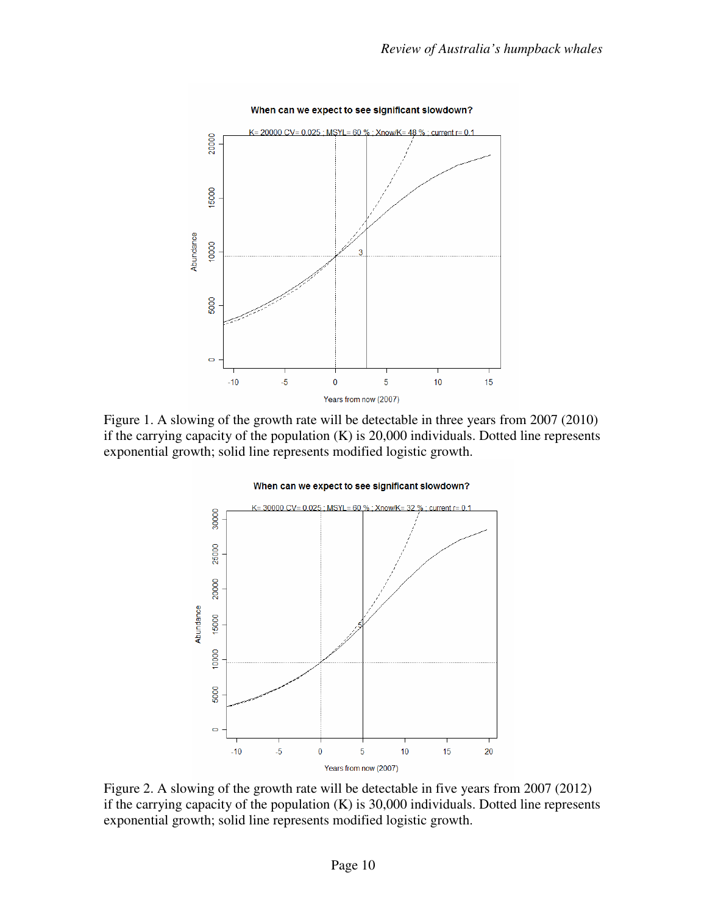Figure 1. A slowing of the growth rate will be detectable in three years from 2007 (2010) if the carrying capacity of the population (K) is 20,000 individuals. Dotted line represents exponential growth; solid line represents modified logistic growth.

Figure 2. A slowing of the growth rate will be detectable in five years from 2007 (2012) if the carrying capacity of the population (K) is 30,000 individuals. Dotted line represents exponential growth; solid line represents modified logistic growth.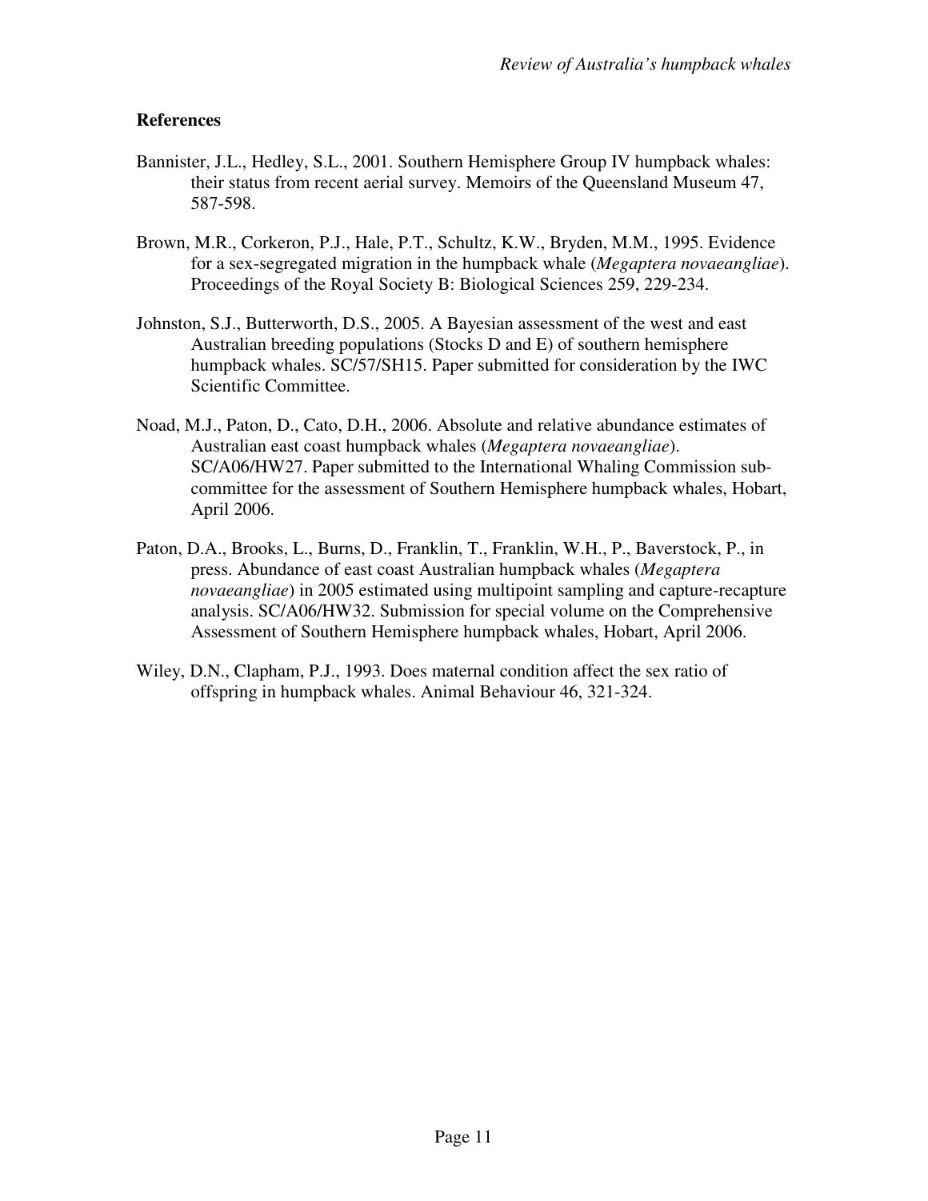## References

Bannister, J.L., Hedley, S.L., 2001. Southern Hemisphere Group IV humpback whales: their status from recent aerial survey. Memoirs of the Queensland Museum 47, 587-598.

Brown, M.R., Corkeron, P.J., Hale, P.T., Schultz, K.W., Bryden, M.M., 1995. Evidence for a sex-segregated migration in the humpback whale (*Megaptera novaeangliae*). Proceedings of the Royal Society B: Biological Sciences 259, 229-234.

Johnston, S.J., Butterworth, D.S., 2005. A Bayesian assessment of the west and east Australian breeding populations (Stocks D and E) of southern hemisphere humpback whales. SC/57/SH15. Paper submitted for consideration by the IWC Scientific Committee.

Noad, M.J., Paton, D., Cato, D.H., 2006. Absolute and relative abundance estimates of Australian east coast humpback whales (*Megaptera novaeangliae*). SC/A06/HW27. Paper submitted to the International Whaling Commission sub-committee for the assessment of Southern Hemisphere humpback whales, Hobart, April 2006.

Paton, D.A., Brooks, L., Burns, D., Franklin, T., Franklin, W.H., P., Baverstock, P., in press. Abundance of east coast Australian humpback whales (*Megaptera novaeangliae*) in 2005 estimated using multipoint sampling and capture-recapture analysis. SC/A06/HW32. Submission for special volume on the Comprehensive Assessment of Southern Hemisphere humpback whales, Hobart, April 2006.

Wiley, D.N., Clapham, P.J., 1993. Does maternal condition affect the sex ratio of offspring in humpback whales. Animal Behaviour 46, 321-324.